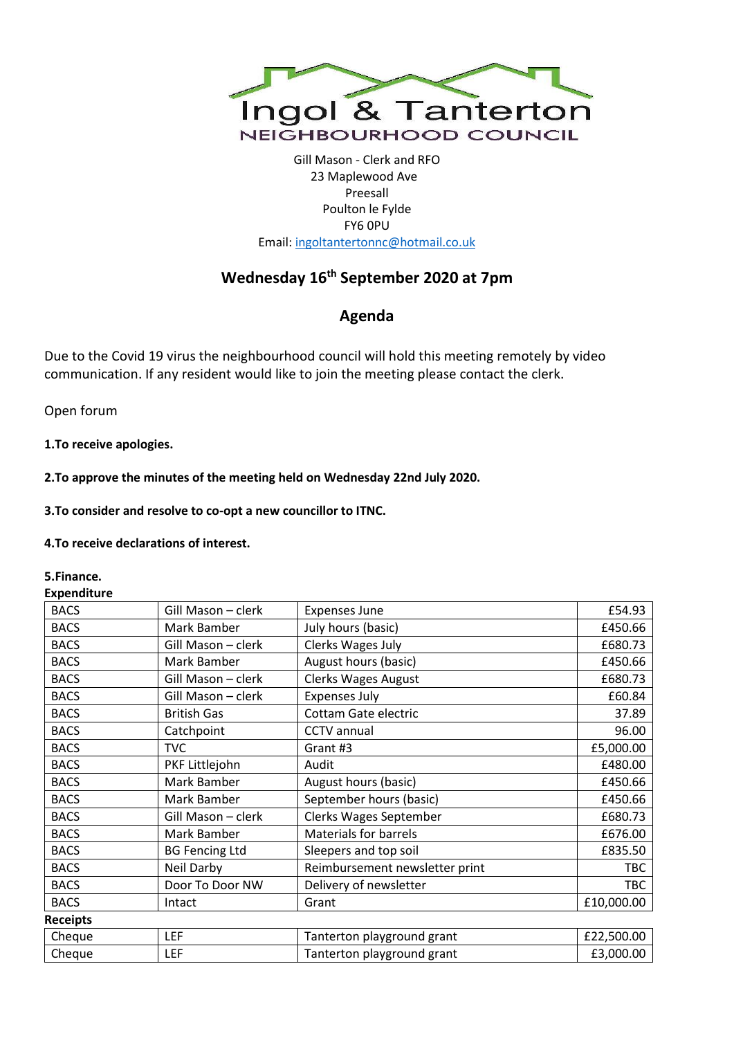# Ingol & Tanterton
## NEIGHBOURHOOD COUNCIL

Gill Mason - Clerk and RFO
23 Maplewood Ave
Preesall
Poulton le Fylde
FY6 0PU
Email: ingoltantertonnc@hotmail.co.uk

## Wednesday 16th September 2020 at 7pm

## Agenda

Due to the Covid 19 virus the neighbourhood council will hold this meeting remotely by video communication. If any resident would like to join the meeting please contact the clerk.

Open forum

**1.To receive apologies.**

**2.To approve the minutes of the meeting held on Wednesday 22nd July 2020.**

**3.To consider and resolve to co-opt a new councillor to ITNC.**

**4.To receive declarations of interest.**

**5.Finance.**

**Expenditure**

| | | | |
|---|---|---|---|
| BACS | Gill Mason – clerk | Expenses June | £54.93 |
| BACS | Mark Bamber | July hours (basic) | £450.66 |
| BACS | Gill Mason – clerk | Clerks Wages July | £680.73 |
| BACS | Mark Bamber | August hours (basic) | £450.66 |
| BACS | Gill Mason – clerk | Clerks Wages August | £680.73 |
| BACS | Gill Mason – clerk | Expenses July | £60.84 |
| BACS | British Gas | Cottam Gate electric | 37.89 |
| BACS | Catchpoint | CCTV annual | 96.00 |
| BACS | TVC | Grant #3 | £5,000.00 |
| BACS | PKF Littlejohn | Audit | £480.00 |
| BACS | Mark Bamber | August hours (basic) | £450.66 |
| BACS | Mark Bamber | September hours (basic) | £450.66 |
| BACS | Gill Mason – clerk | Clerks Wages September | £680.73 |
| BACS | Mark Bamber | Materials for barrels | £676.00 |
| BACS | BG Fencing Ltd | Sleepers and top soil | £835.50 |
| BACS | Neil Darby | Reimbursement newsletter print | TBC |
| BACS | Door To Door NW | Delivery of newsletter | TBC |
| BACS | Intact | Grant | £10,000.00 |

**Receipts**

| | | | |
|---|---|---|---|
| Cheque | LEF | Tanterton playground grant | £22,500.00 |
| Cheque | LEF | Tanterton playground grant | £3,000.00 |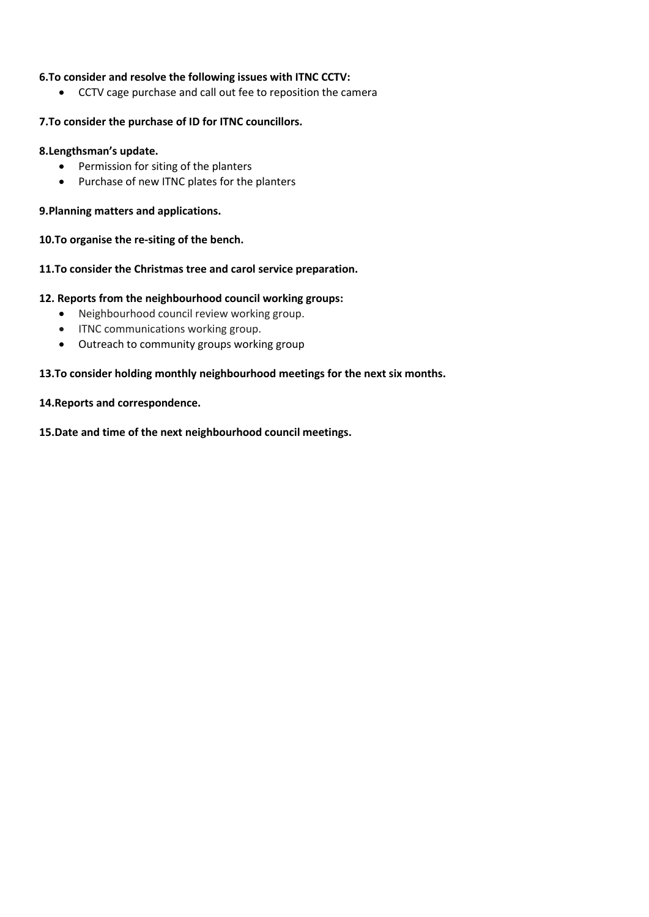**6.To consider and resolve the following issues with ITNC CCTV:**

- CCTV cage purchase and call out fee to reposition the camera

**7.To consider the purchase of ID for ITNC councillors.**

**8.Lengthsman's update.**

- Permission for siting of the planters
- Purchase of new ITNC plates for the planters

**9.Planning matters and applications.**

**10.To organise the re-siting of the bench.**

**11.To consider the Christmas tree and carol service preparation.**

**12. Reports from the neighbourhood council working groups:**

- Neighbourhood council review working group.
- ITNC communications working group.
- Outreach to community groups working group

**13.To consider holding monthly neighbourhood meetings for the next six months.**

**14.Reports and correspondence.**

**15.Date and time of the next neighbourhood council meetings.**